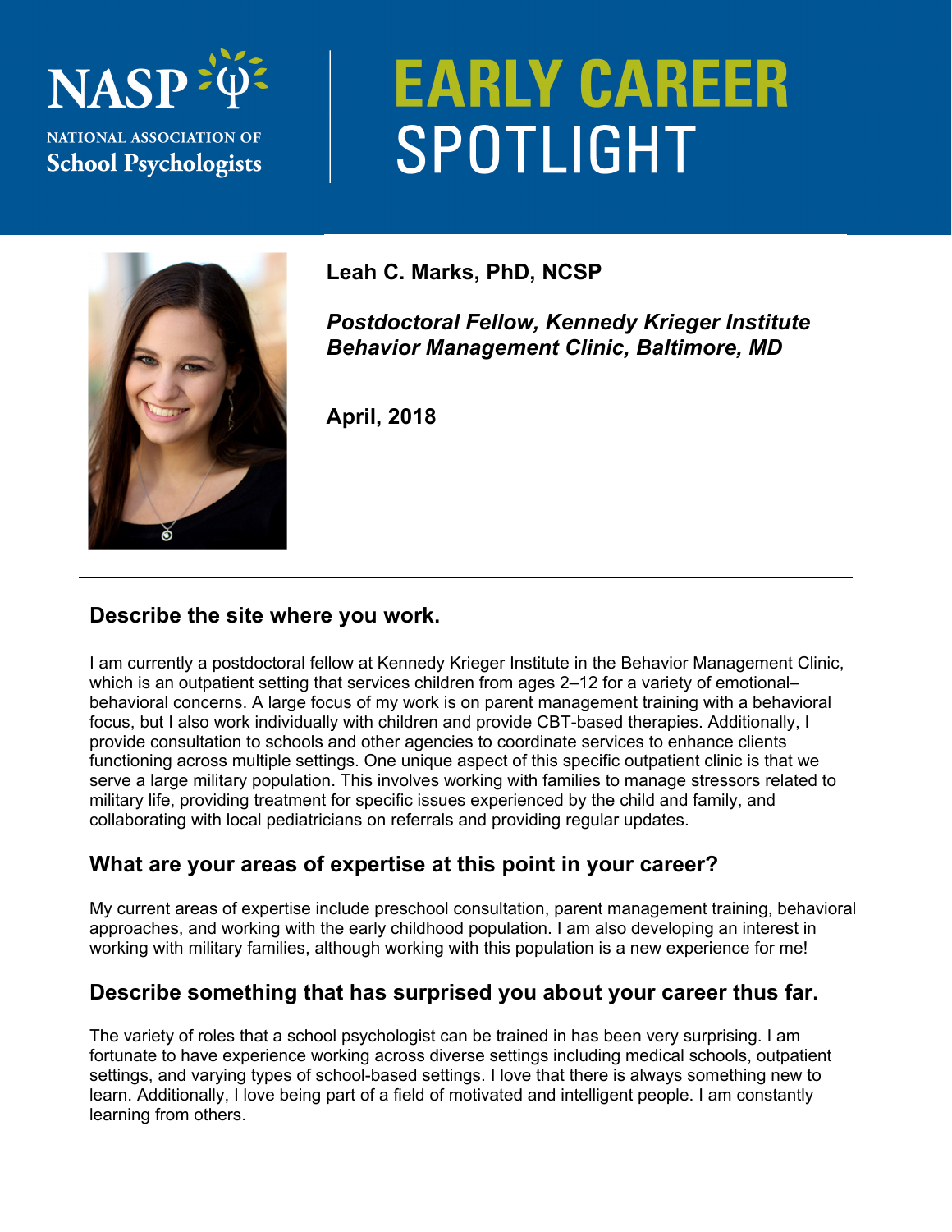NASP
NATIONAL ASSOCIATION OF
School Psychologists

# EARLY CAREER SPOTLIGHT

**Leah C. Marks, PhD, NCSP**

***Postdoctoral Fellow, Kennedy Krieger Institute Behavior Management Clinic, Baltimore, MD***

**April, 2018**

---

## Describe the site where you work.

I am currently a postdoctoral fellow at Kennedy Krieger Institute in the Behavior Management Clinic, which is an outpatient setting that services children from ages 2–12 for a variety of emotional–behavioral concerns. A large focus of my work is on parent management training with a behavioral focus, but I also work individually with children and provide CBT-based therapies. Additionally, I provide consultation to schools and other agencies to coordinate services to enhance clients functioning across multiple settings. One unique aspect of this specific outpatient clinic is that we serve a large military population. This involves working with families to manage stressors related to military life, providing treatment for specific issues experienced by the child and family, and collaborating with local pediatricians on referrals and providing regular updates.

## What are your areas of expertise at this point in your career?

My current areas of expertise include preschool consultation, parent management training, behavioral approaches, and working with the early childhood population. I am also developing an interest in working with military families, although working with this population is a new experience for me!

## Describe something that has surprised you about your career thus far.

The variety of roles that a school psychologist can be trained in has been very surprising. I am fortunate to have experience working across diverse settings including medical schools, outpatient settings, and varying types of school-based settings. I love that there is always something new to learn. Additionally, I love being part of a field of motivated and intelligent people. I am constantly learning from others.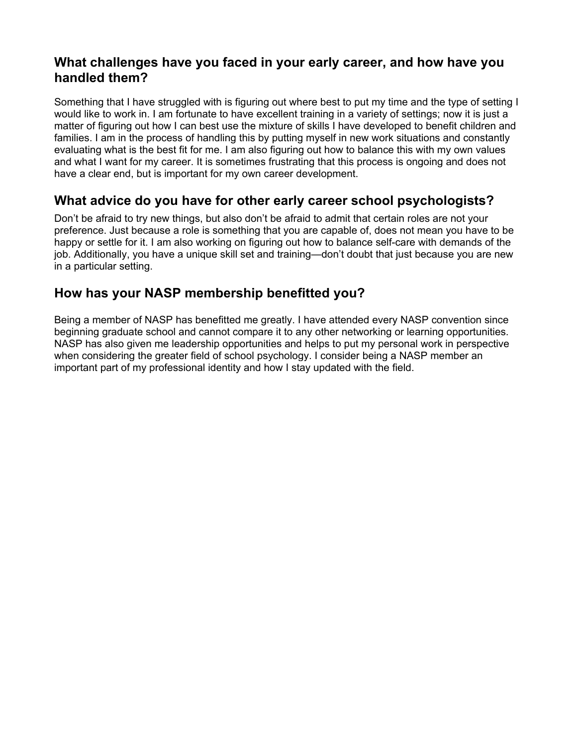## What challenges have you faced in your early career, and how have you handled them?

Something that I have struggled with is figuring out where best to put my time and the type of setting I would like to work in. I am fortunate to have excellent training in a variety of settings; now it is just a matter of figuring out how I can best use the mixture of skills I have developed to benefit children and families. I am in the process of handling this by putting myself in new work situations and constantly evaluating what is the best fit for me. I am also figuring out how to balance this with my own values and what I want for my career. It is sometimes frustrating that this process is ongoing and does not have a clear end, but is important for my own career development.

## What advice do you have for other early career school psychologists?

Don't be afraid to try new things, but also don't be afraid to admit that certain roles are not your preference. Just because a role is something that you are capable of, does not mean you have to be happy or settle for it. I am also working on figuring out how to balance self-care with demands of the job. Additionally, you have a unique skill set and training—don't doubt that just because you are new in a particular setting.

## How has your NASP membership benefitted you?

Being a member of NASP has benefitted me greatly. I have attended every NASP convention since beginning graduate school and cannot compare it to any other networking or learning opportunities. NASP has also given me leadership opportunities and helps to put my personal work in perspective when considering the greater field of school psychology. I consider being a NASP member an important part of my professional identity and how I stay updated with the field.